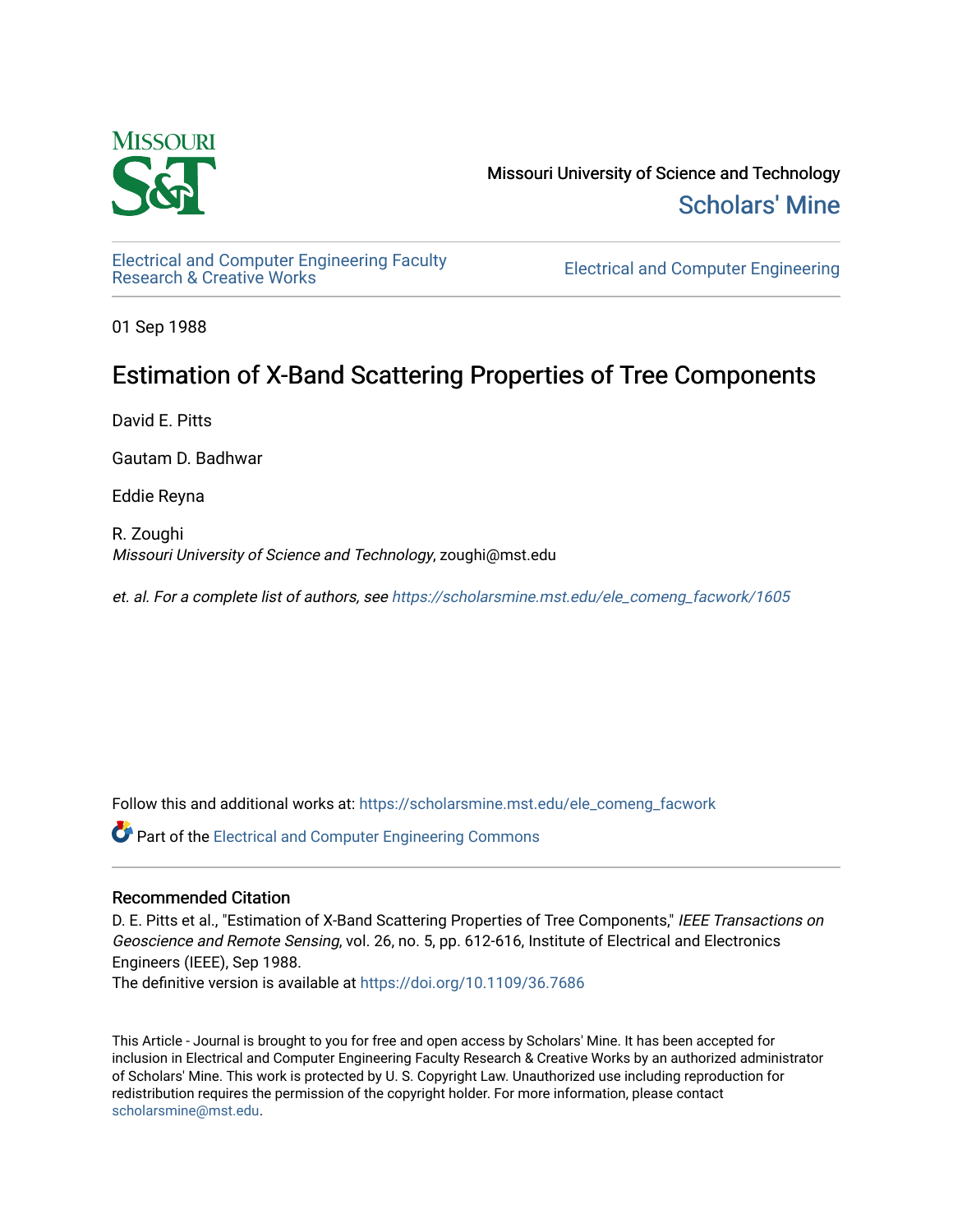Missouri University of Science and Technology

Scholars' Mine

Electrical and Computer Engineering Faculty Research & Creative Works

Electrical and Computer Engineering

01 Sep 1988

# Estimation of X-Band Scattering Properties of Tree Components

David E. Pitts

Gautam D. Badhwar

Eddie Reyna

R. Zoughi
*Missouri University of Science and Technology*, zoughi@mst.edu

*et. al. For a complete list of authors, see https://scholarsmine.mst.edu/ele_comeng_facwork/1605*

Follow this and additional works at: https://scholarsmine.mst.edu/ele_comeng_facwork

Part of the Electrical and Computer Engineering Commons

## Recommended Citation

D. E. Pitts et al., "Estimation of X-Band Scattering Properties of Tree Components," *IEEE Transactions on Geoscience and Remote Sensing*, vol. 26, no. 5, pp. 612-616, Institute of Electrical and Electronics Engineers (IEEE), Sep 1988.
The definitive version is available at https://doi.org/10.1109/36.7686

This Article - Journal is brought to you for free and open access by Scholars' Mine. It has been accepted for inclusion in Electrical and Computer Engineering Faculty Research & Creative Works by an authorized administrator of Scholars' Mine. This work is protected by U. S. Copyright Law. Unauthorized use including reproduction for redistribution requires the permission of the copyright holder. For more information, please contact scholarsmine@mst.edu.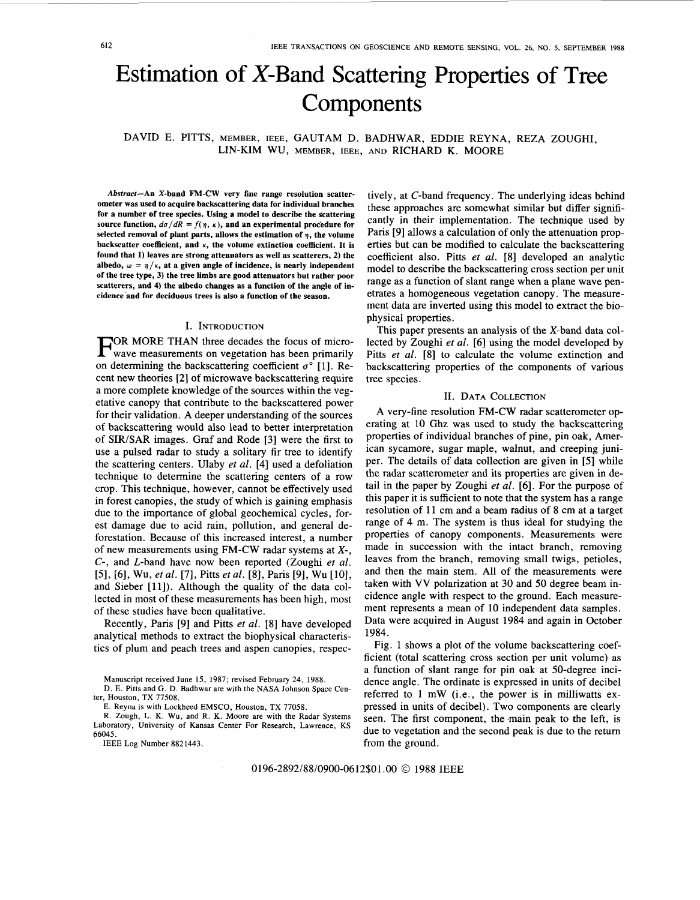# Estimation of X-Band Scattering Properties of Tree Components

DAVID E. PITTS, MEMBER, IEEE, GAUTAM D. BADHWAR, EDDIE REYNA, REZA ZOUGHI, LIN-KIM WU, MEMBER, IEEE, AND RICHARD K. MOORE

***Abstract*—An X-band FM-CW very fine range resolution scatterometer was used to acquire backscattering data for individual branches for a number of tree species. Using a model to describe the scattering source function, $d\sigma/dR = f(\eta, \kappa)$, and an experimental procedure for selected removal of plant parts, allows the estimation of $\eta$, the volume backscatter coefficient, and $\kappa$, the volume extinction coefficient. It is found that 1) leaves are strong attenuators as well as scatterers, 2) the albedo, $\omega = \eta/\kappa$, at a given angle of incidence, is nearly independent of the tree type, 3) the tree limbs are good attenuators but rather poor scatterers, and 4) the albedo changes as a function of the angle of incidence and for deciduous trees is also a function of the season.**

## I. INTRODUCTION

FOR MORE THAN three decades the focus of microwave measurements on vegetation has been primarily on determining the backscattering coefficient $\sigma^{\circ}$ [1]. Recent new theories [2] of microwave backscattering require a more complete knowledge of the sources within the vegetative canopy that contribute to the backscattered power for their validation. A deeper understanding of the sources of backscattering would also lead to better interpretation of SIR/SAR images. Graf and Rode [3] were the first to use a pulsed radar to study a solitary fir tree to identify the scattering centers. Ulaby *et al.* [4] used a defoliation technique to determine the scattering centers of a row crop. This technique, however, cannot be effectively used in forest canopies, the study of which is gaining emphasis due to the importance of global geochemical cycles, forest damage due to acid rain, pollution, and general deforestation. Because of this increased interest, a number of new measurements using FM-CW radar systems at X-, C-, and L-band have now been reported (Zoughi *et al.* [5], [6], Wu, *et al.* [7], Pitts *et al.* [8], Paris [9], Wu [10], and Sieber [11]). Although the quality of the data collected in most of these measurements has been high, most of these studies have been qualitative.

Recently, Paris [9] and Pitts *et al.* [8] have developed analytical methods to extract the biophysical characteristics of plum and peach trees and aspen canopies, respectively, at C-band frequency. The underlying ideas behind these approaches are somewhat similar but differ significantly in their implementation. The technique used by Paris [9] allows a calculation of only the attenuation properties but can be modified to calculate the backscattering coefficient also. Pitts *et al.* [8] developed an analytic model to describe the backscattering cross section per unit range as a function of slant range when a plane wave penetrates a homogeneous vegetation canopy. The measurement data are inverted using this model to extract the biophysical properties.

This paper presents an analysis of the X-band data collected by Zoughi *et al.* [6] using the model developed by Pitts *et al.* [8] to calculate the volume extinction and backscattering properties of the components of various tree species.

## II. DATA COLLECTION

A very-fine resolution FM-CW radar scatterometer operating at 10 Ghz was used to study the backscattering properties of individual branches of pine, pin oak, American sycamore, sugar maple, walnut, and creeping juniper. The details of data collection are given in [5] while the radar scatterometer and its properties are given in detail in the paper by Zoughi *et al.* [6]. For the purpose of this paper it is sufficient to note that the system has a range resolution of 11 cm and a beam radius of 8 cm at a target range of 4 m. The system is thus ideal for studying the properties of canopy components. Measurements were made in succession with the intact branch, removing leaves from the branch, removing small twigs, petioles, and then the main stem. All of the measurements were taken with VV polarization at 30 and 50 degree beam incidence angle with respect to the ground. Each measurement represents a mean of 10 independent data samples. Data were acquired in August 1984 and again in October 1984.

Fig. 1 shows a plot of the volume backscattering coefficient (total scattering cross section per unit volume) as a function of slant range for pin oak at 50-degree incidence angle. The ordinate is expressed in units of decibel referred to 1 mW (i.e., the power is in milliwatts expressed in units of decibel). Two components are clearly seen. The first component, the main peak to the left, is due to vegetation and the second peak is due to the return from the ground.

Manuscript received June 15, 1987; revised February 24, 1988.

D. E. Pitts and G. D. Badhwar are with the NASA Johnson Space Center, Houston, TX 77508.

E. Reyna is with Lockheed EMSCO, Houston, TX 77058.

R. Zough, L. K. Wu, and R. K. Moore are with the Radar Systems Laboratory, University of Kansas Center For Research, Lawrence, KS 66045.

IEEE Log Number 8821443.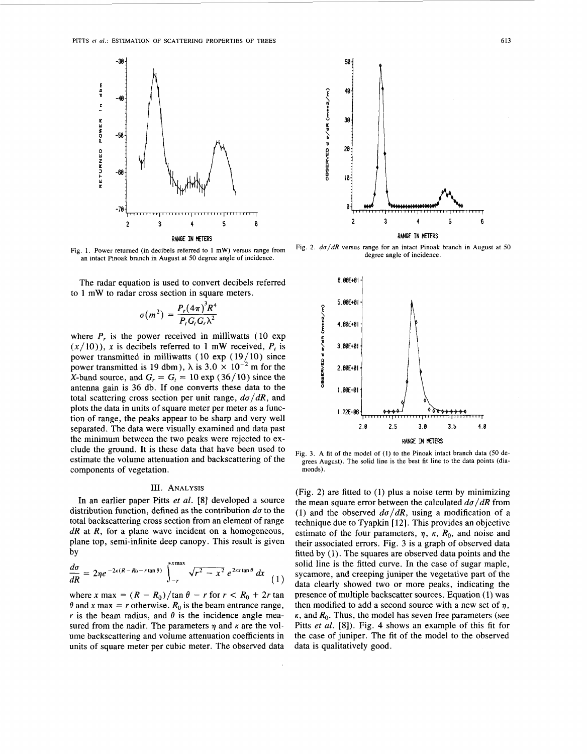Fig. 1. Power returned (in decibels referred to 1 mW) versus range from an intact Pinoak branch in August at 50 degree angle of incidence.

The radar equation is used to convert decibels referred to 1 mW to radar cross section in square meters.

$$\sigma(m^2) = \frac{P_r (4\pi)^3 R^4}{P_t G_t G_r \lambda^2}$$

where $P_r$ is the power received in milliwatts (10 exp $(x/10)$), $x$ is decibels referred to 1 mW received, $P_t$ is power transmitted in milliwatts (10 exp (19/10) since power transmitted is 19 dbm), $\lambda$ is $3.0 \times 10^{-2}$ m for the X-band source, and $G_r = G_t = 10 \exp (36/10)$ since the antenna gain is 36 db. If one converts these data to the total scattering cross section per unit range, $d\sigma/dR$, and plots the data in units of square meter per meter as a function of range, the peaks appear to be sharp and very well separated. The data were visually examined and data past the minimum between the two peaks were rejected to exclude the ground. It is these data that have been used to estimate the volume attenuation and backscattering of the components of vegetation.

## III. Analysis

In an earlier paper Pitts *et al.* [8] developed a source distribution function, defined as the contribution $d\sigma$ to the total backscattering cross section from an element of range $dR$ at $R$, for a plane wave incident on a homogeneous, plane top, semi-infinite deep canopy. This result is given by

$$\frac{d\sigma}{dR} = 2\eta e^{-2\kappa(R - R_0 - r \tan\theta)} \int_{-r}^{x\max} \sqrt{r^2 - x^2}\, e^{2\kappa x \tan\theta}\, dx \tag{1}$$

where $x \max = (R - R_0)/\tan\theta - r$ for $r < R_0 + 2r \tan\theta$ and $x \max = r$ otherwise. $R_0$ is the beam entrance range, $r$ is the beam radius, and $\theta$ is the incidence angle measured from the nadir. The parameters $\eta$ and $\kappa$ are the volume backscattering and volume attenuation coefficients in units of square meter per cubic meter. The observed data (Fig. 2) are fitted to (1) plus a noise term by minimizing the mean square error between the calculated $d\sigma/dR$ from (1) and the observed $d\sigma/dR$, using a modification of a technique due to Tyapkin [12]. This provides an objective estimate of the four parameters, $\eta$, $\kappa$, $R_0$, and noise and their associated errors. Fig. 3 is a graph of observed data fitted by (1). The squares are observed data points and the solid line is the fitted curve. In the case of sugar maple, sycamore, and creeping juniper the vegetative part of the data clearly showed two or more peaks, indicating the presence of multiple backscatter sources. Equation (1) was then modified to add a second source with a new set of $\eta$, $\kappa$, and $R_0$. Thus, the model has seven free parameters (see Pitts *et al.* [8]). Fig. 4 shows an example of this fit for the case of juniper. The fit of the model to the observed data is qualitatively good.

Fig. 2. $d\sigma/dR$ versus range for an intact Pinoak branch in August at 50 degree angle of incidence.

Fig. 3. A fit of the model of (1) to the Pinoak intact branch data (50 degrees August). The solid line is the best fit line to the data points (diamonds).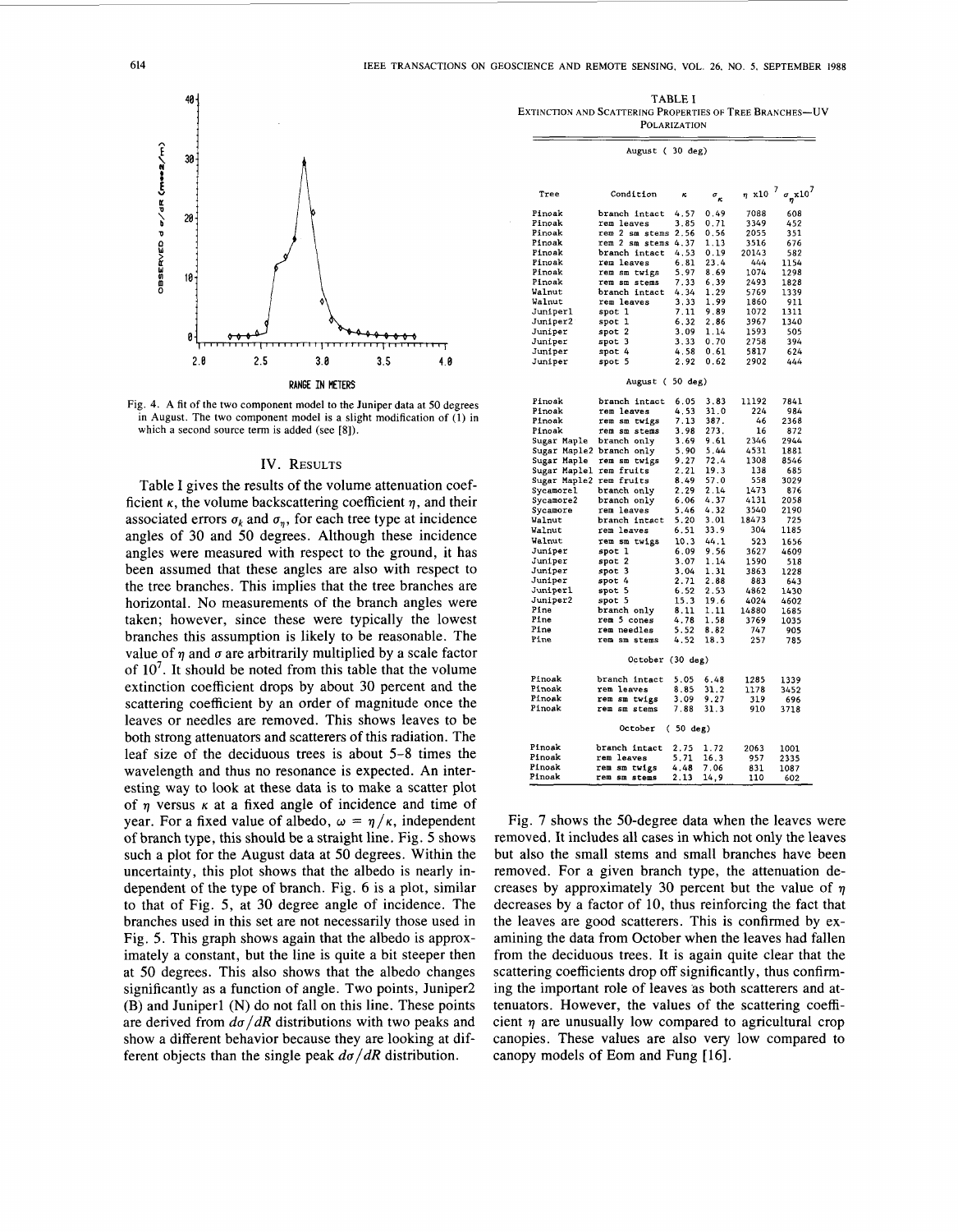Fig. 4. A fit of the two component model to the Juniper data at 50 degrees in August. The two component model is a slight modification of (1) in which a second source term is added (see [8]).

## IV. RESULTS

Table I gives the results of the volume attenuation coefficient $\kappa$, the volume backscattering coefficient $\eta$, and their associated errors $\sigma_k$ and $\sigma_\eta$, for each tree type at incidence angles of 30 and 50 degrees. Although these incidence angles were measured with respect to the ground, it has been assumed that these angles are also with respect to the tree branches. This implies that the tree branches are horizontal. No measurements of the branch angles were taken; however, since these were typically the lowest branches this assumption is likely to be reasonable. The value of $\eta$ and $\sigma$ are arbitrarily multiplied by a scale factor of $10^7$. It should be noted from this table that the volume extinction coefficient drops by about 30 percent and the scattering coefficient by an order of magnitude once the leaves or needles are removed. This shows leaves to be both strong attenuators and scatterers of this radiation. The leaf size of the deciduous trees is about 5–8 times the wavelength and thus no resonance is expected. An interesting way to look at these data is to make a scatter plot of $\eta$ versus $\kappa$ at a fixed angle of incidence and time of year. For a fixed value of albedo, $\omega = \eta/\kappa$, independent of branch type, this should be a straight line. Fig. 5 shows such a plot for the August data at 50 degrees. Within the uncertainty, this plot shows that the albedo is nearly independent of the type of branch. Fig. 6 is a plot, similar to that of Fig. 5, at 30 degree angle of incidence. The branches used in this set are not necessarily those used in Fig. 5. This graph shows again that the albedo is approximately a constant, but the line is quite a bit steeper then at 50 degrees. This also shows that the albedo changes significantly as a function of angle. Two points, Juniper2 (B) and Juniper1 (N) do not fall on this line. These points are derived from $d\sigma/dR$ distributions with two peaks and show a different behavior because they are looking at different objects than the single peak $d\sigma/dR$ distribution.

TABLE I
EXTINCTION AND SCATTERING PROPERTIES OF TREE BRANCHES—UV POLARIZATION

| Tree | Condition | $\kappa$ | $\sigma_\kappa$ | $\eta \times 10^7$ | $\sigma_\eta \times 10^7$ |
|---|---|---|---|---|---|
| **August (30 deg)** | | | | | |
| Pinoak | branch intact | 4.57 | 0.49 | 7088 | 608 |
| Pinoak | rem leaves | 3.85 | 0.71 | 3349 | 452 |
| Pinoak | rem 2 sm stems | 2.56 | 0.56 | 2055 | 351 |
| Pinoak | rem 2 sm stems | 4.37 | 1.13 | 3516 | 676 |
| Pinoak | branch intact | 4.53 | 0.19 | 20143 | 582 |
| Pinoak | rem leaves | 6.81 | 23.4 | 444 | 1154 |
| Pinoak | rem sm twigs | 5.97 | 8.69 | 1074 | 1298 |
| Pinoak | rem sm stems | 7.33 | 6.39 | 2493 | 1828 |
| Walnut | branch intact | 4.34 | 1.29 | 5769 | 1339 |
| Walnut | rem leaves | 3.33 | 1.99 | 1860 | 911 |
| Juniper1 | spot 1 | 7.11 | 9.89 | 1072 | 1311 |
| Juniper2 | spot 1 | 6.32 | 2.86 | 3967 | 1340 |
| Juniper | spot 2 | 3.09 | 1.14 | 1593 | 505 |
| Juniper | spot 3 | 3.33 | 0.70 | 2758 | 394 |
| Juniper | spot 4 | 4.58 | 0.61 | 5817 | 624 |
| Juniper | spot 5 | 2.92 | 0.62 | 2902 | 444 |
| **August (50 deg)** | | | | | |
| Pinoak | branch intact | 6.05 | 3.83 | 11192 | 7841 |
| Pinoak | rem leaves | 4.53 | 31.0 | 224 | 984 |
| Pinoak | rem sm twigs | 7.13 | 387. | 46 | 2368 |
| Pinoak | rem sm stems | 3.98 | 273. | 16 | 872 |
| Sugar Maple | branch only | 3.69 | 9.61 | 2346 | 2944 |
| Sugar Maple2 | branch only | 5.90 | 5.44 | 4531 | 1881 |
| Sugar Maple | rem sm twigs | 9.27 | 72.4 | 1308 | 8546 |
| Sugar Maple1 | rem fruits | 2.21 | 19.3 | 138 | 685 |
| Sugar Maple2 | rem fruits | 8.49 | 57.0 | 558 | 3029 |
| Sycamore1 | branch only | 2.29 | 2.14 | 1473 | 876 |
| Sycamore2 | branch only | 6.06 | 4.37 | 4131 | 2058 |
| Sycamore | rem leaves | 5.46 | 4.32 | 3540 | 2190 |
| Walnut | branch intact | 5.20 | 3.01 | 18473 | 725 |
| Walnut | rem leaves | 6.51 | 33.9 | 304 | 1185 |
| Walnut | rem sm twigs | 10.3 | 44.1 | 523 | 1656 |
| Juniper | spot 1 | 6.09 | 9.56 | 3627 | 4609 |
| Juniper | spot 2 | 3.07 | 1.14 | 1590 | 518 |
| Juniper | spot 3 | 3.04 | 1.31 | 3863 | 1228 |
| Juniper | spot 4 | 2.71 | 2.88 | 883 | 643 |
| Juniper1 | spot 5 | 6.52 | 2.53 | 4862 | 1430 |
| Juniper2 | spot 5 | 15.3 | 19.6 | 4024 | 4602 |
| Pine | branch only | 8.11 | 1.11 | 14880 | 1685 |
| Pine | rem 5 cones | 4.78 | 1.58 | 3769 | 1035 |
| Pine | rem needles | 5.52 | 8.82 | 747 | 905 |
| Pine | rem sm stems | 4.52 | 18.3 | 257 | 785 |
| **October (30 deg)** | | | | | |
| Pinoak | branch intact | 5.05 | 6.48 | 1285 | 1339 |
| Pinoak | rem leaves | 8.85 | 31.2 | 1178 | 3452 |
| Pinoak | rem sm twigs | 3.09 | 9.27 | 319 | 696 |
| Pinoak | rem sm stems | 7.88 | 31.3 | 910 | 3718 |
| **October (50 deg)** | | | | | |
| Pinoak | branch intact | 2.75 | 1.72 | 2063 | 1001 |
| Pinoak | rem leaves | 5.71 | 16.3 | 957 | 2335 |
| Pinoak | rem sm twigs | 4.48 | 7.06 | 831 | 1087 |
| Pinoak | rem sm stems | 2.13 | 14.9 | 110 | 602 |

Fig. 7 shows the 50-degree data when the leaves were removed. It includes all cases in which not only the leaves but also the small stems and small branches have been removed. For a given branch type, the attenuation decreases by approximately 30 percent but the value of $\eta$ decreases by a factor of 10, thus reinforcing the fact that the leaves are good scatterers. This is confirmed by examining the data from October when the leaves had fallen from the deciduous trees. It is again quite clear that the scattering coefficients drop off significantly, thus confirming the important role of leaves as both scatterers and attenuators. However, the values of the scattering coefficient $\eta$ are unusually low compared to agricultural crop canopies. These values are also very low compared to canopy models of Eom and Fung [16].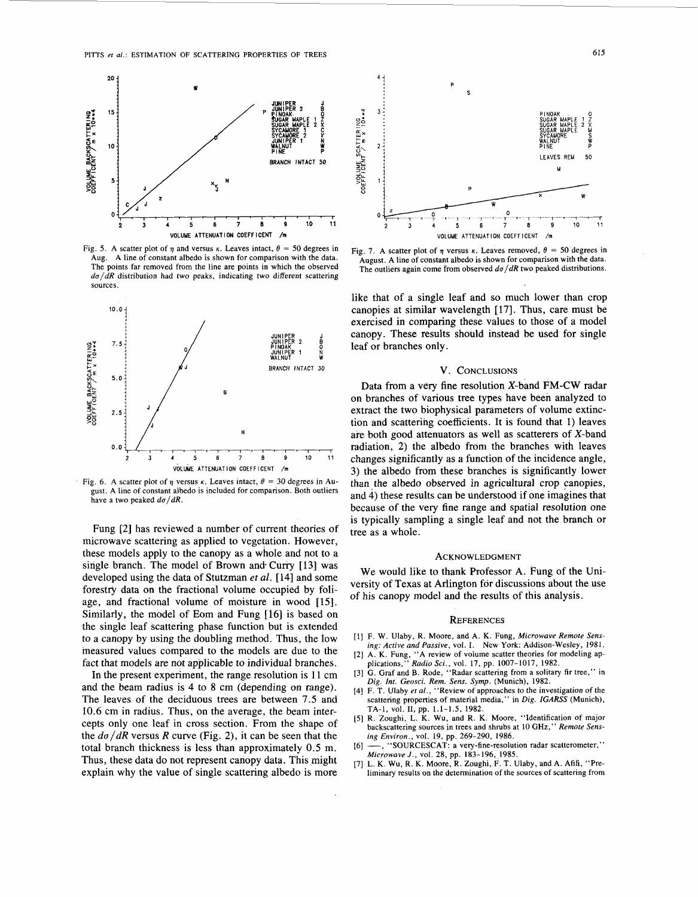Fig. 5. A scatter plot of $\eta$ and versus $\kappa$. Leaves intact, $\theta = 50$ degrees in Aug. A line of constant albedo is shown for comparison with the data. The points far removed from the line are points in which the observed $d\sigma/dR$ distribution had two peaks, indicating two different scattering sources.

Fig. 6. A scatter plot of $\eta$ versus $\kappa$. Leaves intact, $\theta = 30$ degrees in August. A line of constant albedo is included for comparison. Both outliers have a two peaked $d\sigma/dR$.

Fung [2] has reviewed a number of current theories of microwave scattering as applied to vegetation. However, these models apply to the canopy as a whole and not to a single branch. The model of Brown and Curry [13] was developed using the data of Stutzman *et al.* [14] and some forestry data on the fractional volume occupied by foliage, and fractional volume of moisture in wood [15]. Similarly, the model of Eom and Fung [16] is based on the single leaf scattering phase function but is extended to a canopy by using the doubling method. Thus, the low measured values compared to the models are due to the fact that models are not applicable to individual branches.

In the present experiment, the range resolution is 11 cm and the beam radius is 4 to 8 cm (depending on range). The leaves of the deciduous trees are between 7.5 and 10.6 cm in radius. Thus, on the average, the beam intercepts only one leaf in cross section. From the shape of the $d\sigma/dR$ versus $R$ curve (Fig. 2), it can be seen that the total branch thickness is less than approximately 0.5 m. Thus, these data do not represent canopy data. This might explain why the value of single scattering albedo is more like that of a single leaf and so much lower than crop canopies at similar wavelength [17]. Thus, care must be exercised in comparing these values to those of a model canopy. These results should instead be used for single leaf or branches only.

Fig. 7. A scatter plot of $\eta$ versus $\kappa$. Leaves removed, $\theta = 50$ degrees in August. A line of constant albedo is shown for comparison with the data. The outliers again come from observed $d\sigma/dR$ two peaked distributions.

## V. Conclusions

Data from a very fine resolution X-band FM-CW radar on branches of various tree types have been analyzed to extract the two biophysical parameters of volume extinction and scattering coefficients. It is found that 1) leaves are both good attenuators as well as scatterers of X-band radiation, 2) the albedo from the branches with leaves changes significantly as a function of the incidence angle, 3) the albedo from these branches is significantly lower than the albedo observed in agricultural crop canopies, and 4) these results can be understood if one imagines that because of the very fine range and spatial resolution one is typically sampling a single leaf and not the branch or tree as a whole.

## Acknowledgment

We would like to thank Professor A. Fung of the University of Texas at Arlington for discussions about the use of his canopy model and the results of this analysis.

## References

[1] F. W. Ulaby, R. Moore, and A. K. Fung, *Microwave Remote Sensing: Active and Passive*, vol. I. New York: Addison-Wesley, 1981.

[2] A. K. Fung, "A review of volume scatter theories for modeling applications," *Radio Sci.*, vol. 17, pp. 1007-1017, 1982.

[3] G. Graf and B. Rode, "Radar scattering from a solitary fir tree," in *Dig. Int. Geosci. Rem. Sens. Symp.* (Munich), 1982.

[4] F. T. Ulaby *et al.*, "Review of approaches to the investigation of the scattering properties of material media," in *Dig. IGARSS* (Munich), TA-1, vol. II, pp. 1.1-1.5, 1982.

[5] R. Zoughi, L. K. Wu, and R. K. Moore, "Identification of major backscattering sources in trees and shrubs at 10 GHz," *Remote Sensing Environ.*, vol. 19, pp. 269-290, 1986.

[6] —, "SOURCESCAT: a very-fine-resolution radar scatterometer," *Microwave J.*, vol. 28, pp. 183-196, 1985.

[7] L. K. Wu, R. K. Moore, R. Zoughi, F. T. Ulaby, and A. Afifi, "Preliminary results on the determination of the sources of scattering from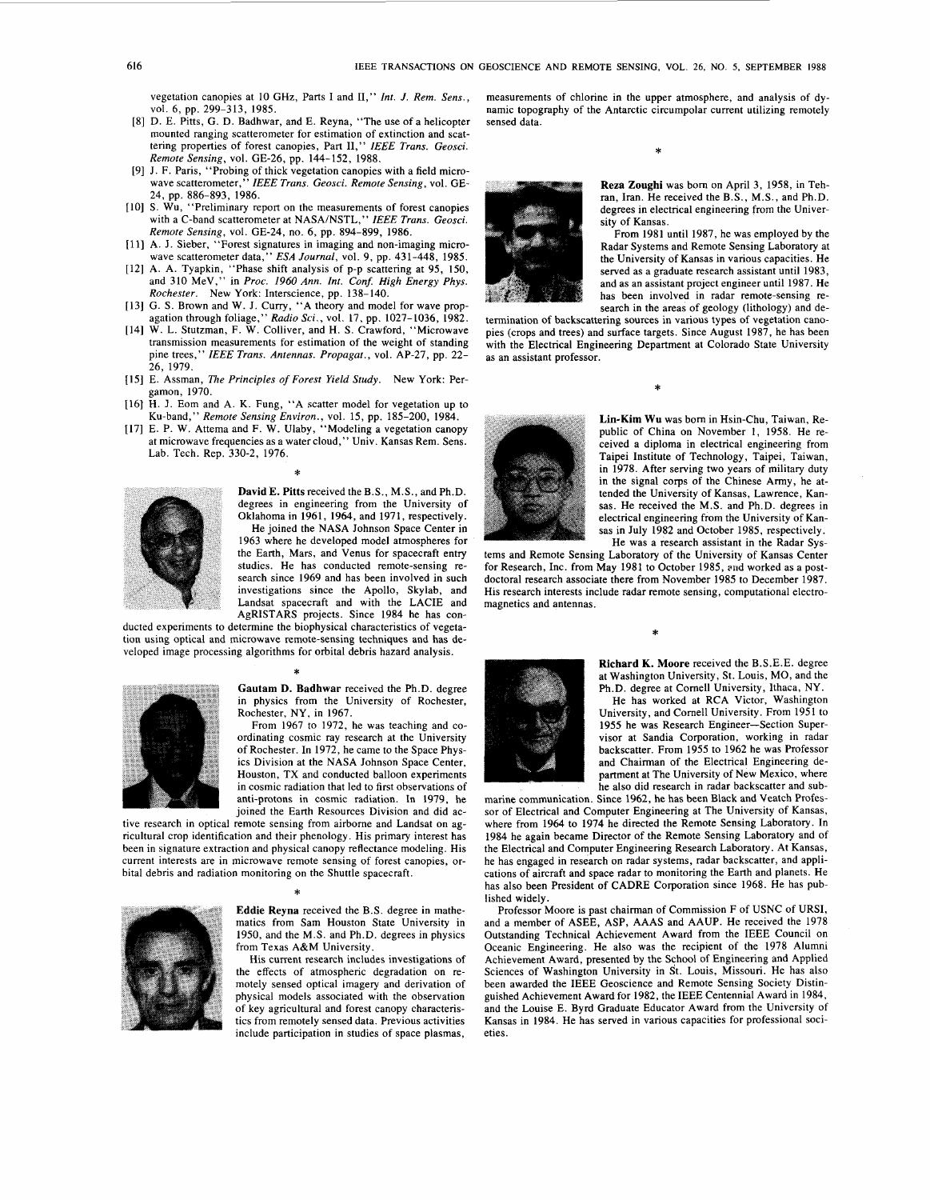vegetation canopies at 10 GHz, Parts I and II," *Int. J. Rem. Sens.*, vol. 6, pp. 299-313, 1985.

[8] D. E. Pitts, G. D. Badhwar, and E. Reyna, "The use of a helicopter mounted ranging scatterometer for estimation of extinction and scattering properties of forest canopies, Part II," *IEEE Trans. Geosci. Remote Sensing*, vol. GE-26, pp. 144-152, 1988.

[9] J. F. Paris, "Probing of thick vegetation canopies with a field microwave scatterometer," *IEEE Trans. Geosci. Remote Sensing*, vol. GE-24, pp. 886-893, 1986.

[10] S. Wu, "Preliminary report on the measurements of forest canopies with a C-band scatterometer at NASA/NSTL," *IEEE Trans. Geosci. Remote Sensing*, vol. GE-24, no. 6, pp. 894-899, 1986.

[11] A. J. Sieber, "Forest signatures in imaging and non-imaging microwave scatterometer data," *ESA Journal*, vol. 9, pp. 431-448, 1985.

[12] A. A. Tyapkin, "Phase shift analysis of p-p scattering at 95, 150, and 310 MeV," in *Proc. 1960 Ann. Int. Conf. High Energy Phys. Rochester*. New York: Interscience, pp. 138-140.

[13] G. S. Brown and W. J. Curry, "A theory and model for wave propagation through foliage," *Radio Sci.*, vol. 17, pp. 1027-1036, 1982.

[14] W. L. Stutzman, F. W. Colliver, and H. S. Crawford, "Microwave transmission measurements for estimation of the weight of standing pine trees," *IEEE Trans. Antennas. Propagat.*, vol. AP-27, pp. 22-26, 1979.

[15] E. Assman, *The Principles of Forest Yield Study*. New York: Pergamon, 1970.

[16] H. J. Eom and A. K. Fung, "A scatter model for vegetation up to Ku-band," *Remote Sensing Environ.*, vol. 15, pp. 185-200, 1984.

[17] E. P. W. Attema and F. W. Ulaby, "Modeling a vegetation canopy at microwave frequencies as a water cloud," Univ. Kansas Rem. Sens. Lab. Tech. Rep. 330-2, 1976.

*

**David E. Pitts** received the B.S., M.S., and Ph.D. degrees in engineering from the University of Oklahoma in 1961, 1964, and 1971, respectively.

He joined the NASA Johnson Space Center in 1963 where he developed model atmospheres for the Earth, Mars, and Venus for spacecraft entry studies. He has conducted remote-sensing research since 1969 and has been involved in such investigations since the Apollo, Skylab, and Landsat spacecraft and with the LACIE and AgRISTARS projects. Since 1984 he has conducted experiments to determine the biophysical characteristics of vegetation using optical and microwave remote-sensing techniques and has developed image processing algorithms for orbital debris hazard analysis.

*

**Gautam D. Badhwar** received the Ph.D. degree in physics from the University of Rochester, Rochester, NY, in 1967.

From 1967 to 1972, he was teaching and coordinating cosmic ray research at the University of Rochester. In 1972, he came to the Space Physics Division at the NASA Johnson Space Center, Houston, TX and conducted balloon experiments in cosmic radiation that led to first observations of anti-protons in cosmic radiation. In 1979, he joined the Earth Resources Division and did active research in optical remote sensing from airborne and Landsat on agricultural crop identification and their phenology. His primary interest has been in signature extraction and physical canopy reflectance modeling. His current interests are in microwave remote sensing of forest canopies, orbital debris and radiation monitoring on the Shuttle spacecraft.

*

**Eddie Reyna** received the B.S. degree in mathematics from Sam Houston State University in 1950, and the M.S. and Ph.D. degrees in physics from Texas A&M University.

His current research includes investigations of the effects of atmospheric degradation on remotely sensed optical imagery and derivation of physical models associated with the observation of key agricultural and forest canopy characteristics from remotely sensed data. Previous activities include participation in studies of space plasmas, measurements of chlorine in the upper atmosphere, and analysis of dynamic topography of the Antarctic circumpolar current utilizing remotely sensed data.

*

**Reza Zoughi** was born on April 3, 1958, in Tehran, Iran. He received the B.S., M.S., and Ph.D. degrees in electrical engineering from the University of Kansas.

From 1981 until 1987, he was employed by the Radar Systems and Remote Sensing Laboratory at the University of Kansas in various capacities. He served as a graduate research assistant until 1983, and as an assistant project engineer until 1987. He has been involved in radar remote-sensing research in the areas of geology (lithology) and determination of backscattering sources in various types of vegetation canopies (crops and trees) and surface targets. Since August 1987, he has been with the Electrical Engineering Department at Colorado State University as an assistant professor.

*

**Lin-Kim Wu** was born in Hsin-Chu, Taiwan, Republic of China on November 1, 1958. He received a diploma in electrical engineering from Taipei Institute of Technology, Taipei, Taiwan, in 1978. After serving two years of military duty in the signal corps of the Chinese Army, he attended the University of Kansas, Lawrence, Kansas. He received the M.S. and Ph.D. degrees in electrical engineering from the University of Kansas in July 1982 and October 1985, respectively.

He was a research assistant in the Radar Systems and Remote Sensing Laboratory of the University of Kansas Center for Research, Inc. from May 1981 to October 1985, and worked as a postdoctoral research associate there from November 1985 to December 1987. His research interests include radar remote sensing, computational electromagnetics and antennas.

*

**Richard K. Moore** received the B.S.E.E. degree at Washington University, St. Louis, MO, and the Ph.D. degree at Cornell University, Ithaca, NY.

He has worked at RCA Victor, Washington University, and Cornell University. From 1951 to 1955 he was Research Engineer—Section Supervisor at Sandia Corporation, working in radar backscatter. From 1955 to 1962 he was Professor and Chairman of the Electrical Engineering department at The University of New Mexico, where he also did research in radar backscatter and submarine communication. Since 1962, he has been Black and Veatch Professor of Electrical and Computer Engineering at The University of Kansas, where from 1964 to 1974 he directed the Remote Sensing Laboratory. In 1984 he again became Director of the Remote Sensing Laboratory and of the Electrical and Computer Engineering Research Laboratory. At Kansas, he has engaged in research on radar systems, radar backscatter, and applications of aircraft and space radar to monitoring the Earth and planets. He has also been President of CADRE Corporation since 1968. He has published widely.

Professor Moore is past chairman of Commission F of USNC of URSI, and a member of ASEE, ASP, AAAS and AAUP. He received the 1978 Outstanding Technical Achievement Award from the IEEE Council on Oceanic Engineering. He also was the recipient of the 1978 Alumni Achievement Award, presented by the School of Engineering and Applied Sciences of Washington University in St. Louis, Missouri. He has also been awarded the IEEE Geoscience and Remote Sensing Society Distinguished Achievement Award for 1982, the IEEE Centennial Award in 1984, and the Louise E. Byrd Graduate Educator Award from the University of Kansas in 1984. He has served in various capacities for professional societies.